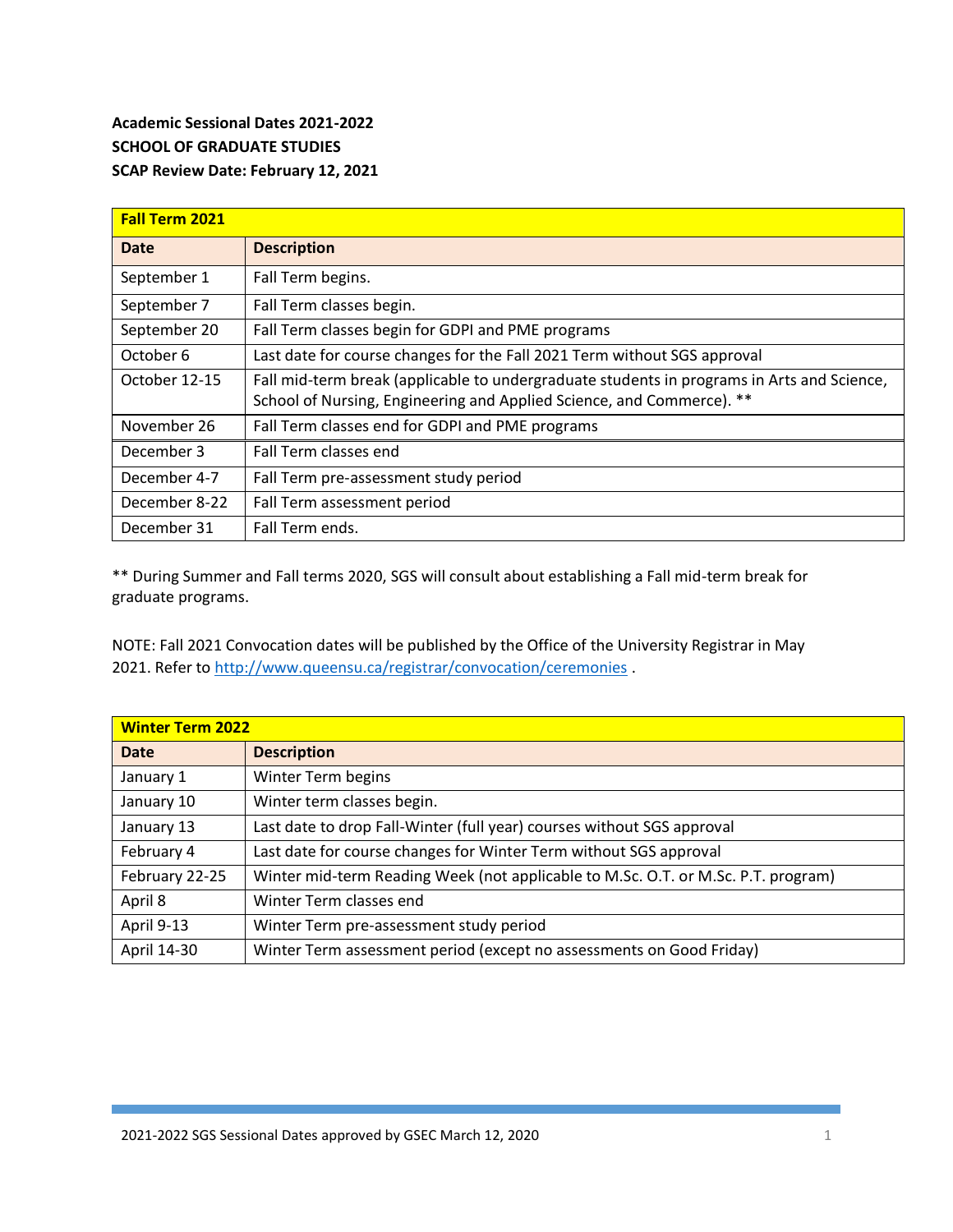**Academic Sessional Dates 2021-2022**
**SCHOOL OF GRADUATE STUDIES**
**SCAP Review Date: February 12, 2021**

| **Fall Term 2021** | |
|---|---|
| **Date** | **Description** |
| September 1 | Fall Term begins. |
| September 7 | Fall Term classes begin. |
| September 20 | Fall Term classes begin for GDPI and PME programs |
| October 6 | Last date for course changes for the Fall 2021 Term without SGS approval |
| October 12-15 | Fall mid-term break (applicable to undergraduate students in programs in Arts and Science, School of Nursing, Engineering and Applied Science, and Commerce). ** |
| November 26 | Fall Term classes end for GDPI and PME programs |
| December 3 | Fall Term classes end |
| December 4-7 | Fall Term pre-assessment study period |
| December 8-22 | Fall Term assessment period |
| December 31 | Fall Term ends. |

** During Summer and Fall terms 2020, SGS will consult about establishing a Fall mid-term break for graduate programs.

NOTE: Fall 2021 Convocation dates will be published by the Office of the University Registrar in May 2021. Refer to http://www.queensu.ca/registrar/convocation/ceremonies .

| **Winter Term 2022** | |
|---|---|
| **Date** | **Description** |
| January 1 | Winter Term begins |
| January 10 | Winter term classes begin. |
| January 13 | Last date to drop Fall-Winter (full year) courses without SGS approval |
| February 4 | Last date for course changes for Winter Term without SGS approval |
| February 22-25 | Winter mid-term Reading Week (not applicable to M.Sc. O.T. or M.Sc. P.T. program) |
| April 8 | Winter Term classes end |
| April 9-13 | Winter Term pre-assessment study period |
| April 14-30 | Winter Term assessment period (except no assessments on Good Friday) |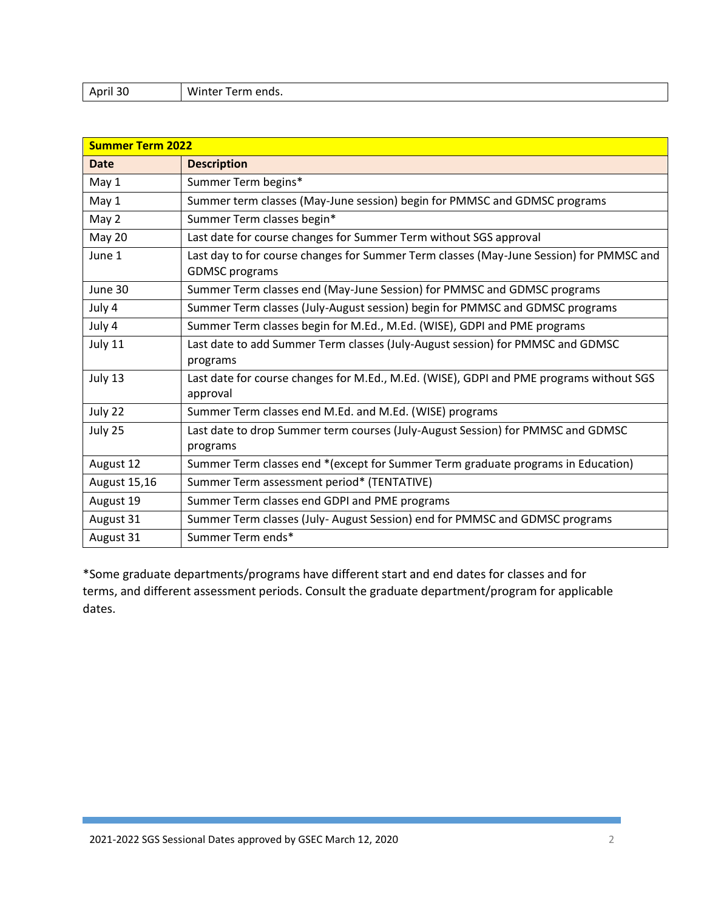| | |
|---|---|
| April 30 | Winter Term ends. |

| Summer Term 2022 | |
|---|---|
| **Date** | **Description** |
| May 1 | Summer Term begins* |
| May 1 | Summer term classes (May-June session) begin for PMMSC and GDMSC programs |
| May 2 | Summer Term classes begin* |
| May 20 | Last date for course changes for Summer Term without SGS approval |
| June 1 | Last day to for course changes for Summer Term classes (May-June Session) for PMMSC and GDMSC programs |
| June 30 | Summer Term classes end (May-June Session) for PMMSC and GDMSC programs |
| July 4 | Summer Term classes (July-August session) begin for PMMSC and GDMSC programs |
| July 4 | Summer Term classes begin for M.Ed., M.Ed. (WISE), GDPI and PME programs |
| July 11 | Last date to add Summer Term classes (July-August session) for PMMSC and GDMSC programs |
| July 13 | Last date for course changes for M.Ed., M.Ed. (WISE), GDPI and PME programs without SGS approval |
| July 22 | Summer Term classes end M.Ed. and M.Ed. (WISE) programs |
| July 25 | Last date to drop Summer term courses (July-August Session) for PMMSC and GDMSC programs |
| August 12 | Summer Term classes end *(except for Summer Term graduate programs in Education) |
| August 15,16 | Summer Term assessment period* (TENTATIVE) |
| August 19 | Summer Term classes end GDPI and PME programs |
| August 31 | Summer Term classes (July- August Session) end for PMMSC and GDMSC programs |
| August 31 | Summer Term ends* |

*Some graduate departments/programs have different start and end dates for classes and for terms, and different assessment periods. Consult the graduate department/program for applicable dates.